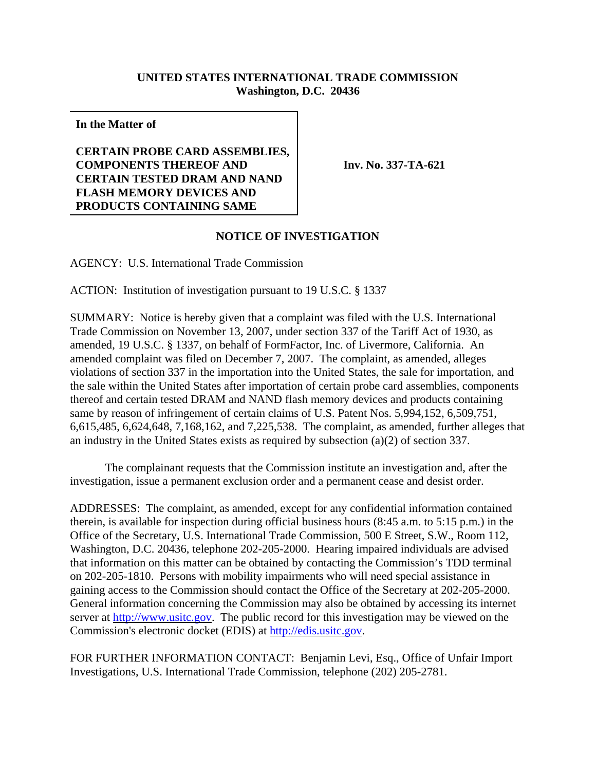**UNITED STATES INTERNATIONAL TRADE COMMISSION**
**Washington, D.C. 20436**

**In the Matter of**

**CERTAIN PROBE CARD ASSEMBLIES, COMPONENTS THEREOF AND CERTAIN TESTED DRAM AND NAND FLASH MEMORY DEVICES AND PRODUCTS CONTAINING SAME**

**Inv. No. 337-TA-621**

**NOTICE OF INVESTIGATION**

AGENCY: U.S. International Trade Commission

ACTION: Institution of investigation pursuant to 19 U.S.C. § 1337

SUMMARY: Notice is hereby given that a complaint was filed with the U.S. International Trade Commission on November 13, 2007, under section 337 of the Tariff Act of 1930, as amended, 19 U.S.C. § 1337, on behalf of FormFactor, Inc. of Livermore, California. An amended complaint was filed on December 7, 2007. The complaint, as amended, alleges violations of section 337 in the importation into the United States, the sale for importation, and the sale within the United States after importation of certain probe card assemblies, components thereof and certain tested DRAM and NAND flash memory devices and products containing same by reason of infringement of certain claims of U.S. Patent Nos. 5,994,152, 6,509,751, 6,615,485, 6,624,648, 7,168,162, and 7,225,538. The complaint, as amended, further alleges that an industry in the United States exists as required by subsection (a)(2) of section 337.

The complainant requests that the Commission institute an investigation and, after the investigation, issue a permanent exclusion order and a permanent cease and desist order.

ADDRESSES: The complaint, as amended, except for any confidential information contained therein, is available for inspection during official business hours (8:45 a.m. to 5:15 p.m.) in the Office of the Secretary, U.S. International Trade Commission, 500 E Street, S.W., Room 112, Washington, D.C. 20436, telephone 202-205-2000. Hearing impaired individuals are advised that information on this matter can be obtained by contacting the Commission's TDD terminal on 202-205-1810. Persons with mobility impairments who will need special assistance in gaining access to the Commission should contact the Office of the Secretary at 202-205-2000. General information concerning the Commission may also be obtained by accessing its internet server at http://www.usitc.gov. The public record for this investigation may be viewed on the Commission's electronic docket (EDIS) at http://edis.usitc.gov.

FOR FURTHER INFORMATION CONTACT: Benjamin Levi, Esq., Office of Unfair Import Investigations, U.S. International Trade Commission, telephone (202) 205-2781.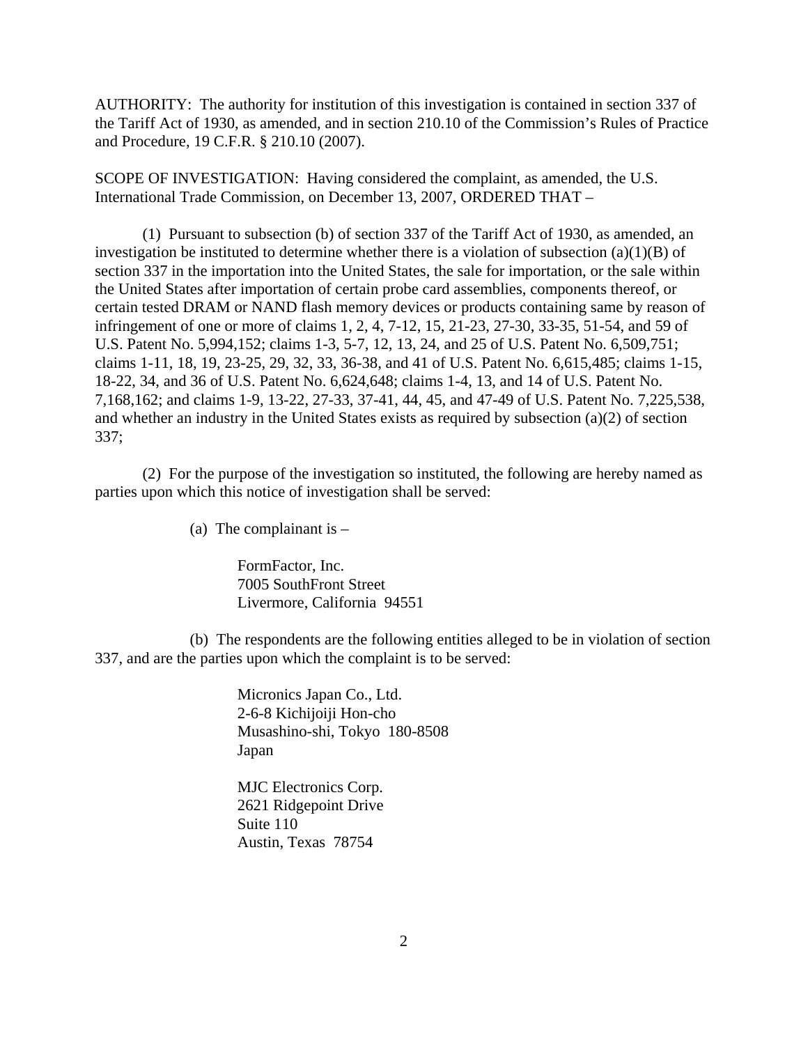AUTHORITY: The authority for institution of this investigation is contained in section 337 of the Tariff Act of 1930, as amended, and in section 210.10 of the Commission's Rules of Practice and Procedure, 19 C.F.R. § 210.10 (2007).

SCOPE OF INVESTIGATION: Having considered the complaint, as amended, the U.S. International Trade Commission, on December 13, 2007, ORDERED THAT –

(1) Pursuant to subsection (b) of section 337 of the Tariff Act of 1930, as amended, an investigation be instituted to determine whether there is a violation of subsection (a)(1)(B) of section 337 in the importation into the United States, the sale for importation, or the sale within the United States after importation of certain probe card assemblies, components thereof, or certain tested DRAM or NAND flash memory devices or products containing same by reason of infringement of one or more of claims 1, 2, 4, 7-12, 15, 21-23, 27-30, 33-35, 51-54, and 59 of U.S. Patent No. 5,994,152; claims 1-3, 5-7, 12, 13, 24, and 25 of U.S. Patent No. 6,509,751; claims 1-11, 18, 19, 23-25, 29, 32, 33, 36-38, and 41 of U.S. Patent No. 6,615,485; claims 1-15, 18-22, 34, and 36 of U.S. Patent No. 6,624,648; claims 1-4, 13, and 14 of U.S. Patent No. 7,168,162; and claims 1-9, 13-22, 27-33, 37-41, 44, 45, and 47-49 of U.S. Patent No. 7,225,538, and whether an industry in the United States exists as required by subsection (a)(2) of section 337;

(2) For the purpose of the investigation so instituted, the following are hereby named as parties upon which this notice of investigation shall be served:

(a) The complainant is –

FormFactor, Inc.
7005 SouthFront Street
Livermore, California 94551

(b) The respondents are the following entities alleged to be in violation of section 337, and are the parties upon which the complaint is to be served:

Micronics Japan Co., Ltd.
2-6-8 Kichijoiji Hon-cho
Musashino-shi, Tokyo 180-8508
Japan

MJC Electronics Corp.
2621 Ridgepoint Drive
Suite 110
Austin, Texas 78754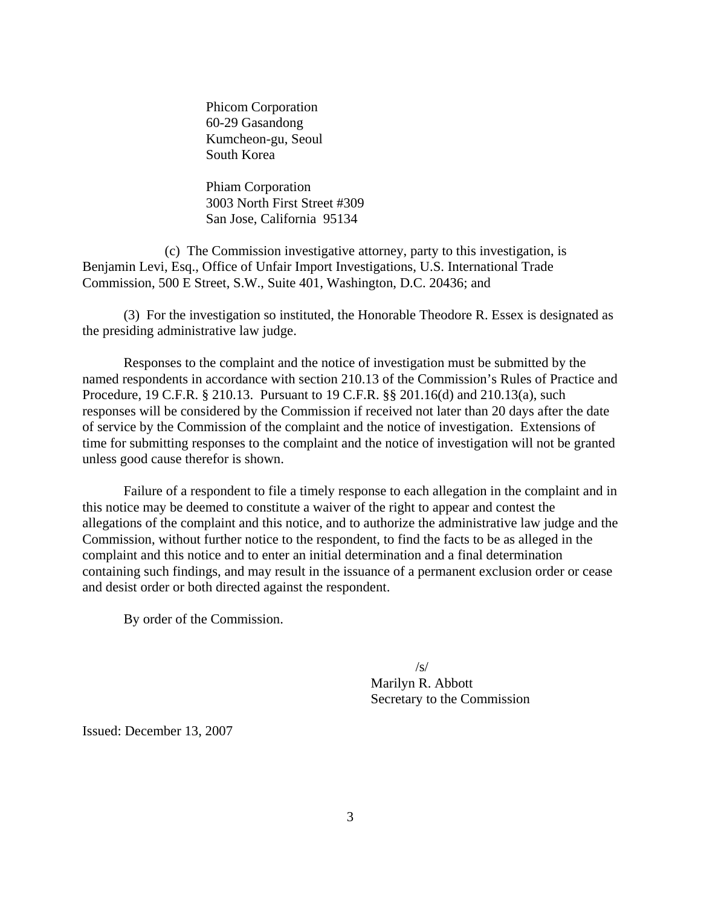Phicom Corporation
60-29 Gasandong
Kumcheon-gu, Seoul
South Korea

Phiam Corporation
3003 North First Street #309
San Jose, California 95134

(c) The Commission investigative attorney, party to this investigation, is Benjamin Levi, Esq., Office of Unfair Import Investigations, U.S. International Trade Commission, 500 E Street, S.W., Suite 401, Washington, D.C. 20436; and

(3) For the investigation so instituted, the Honorable Theodore R. Essex is designated as the presiding administrative law judge.

Responses to the complaint and the notice of investigation must be submitted by the named respondents in accordance with section 210.13 of the Commission's Rules of Practice and Procedure, 19 C.F.R. § 210.13. Pursuant to 19 C.F.R. §§ 201.16(d) and 210.13(a), such responses will be considered by the Commission if received not later than 20 days after the date of service by the Commission of the complaint and the notice of investigation. Extensions of time for submitting responses to the complaint and the notice of investigation will not be granted unless good cause therefor is shown.

Failure of a respondent to file a timely response to each allegation in the complaint and in this notice may be deemed to constitute a waiver of the right to appear and contest the allegations of the complaint and this notice, and to authorize the administrative law judge and the Commission, without further notice to the respondent, to find the facts to be as alleged in the complaint and this notice and to enter an initial determination and a final determination containing such findings, and may result in the issuance of a permanent exclusion order or cease and desist order or both directed against the respondent.

By order of the Commission.

/s/
Marilyn R. Abbott
Secretary to the Commission

Issued: December 13, 2007